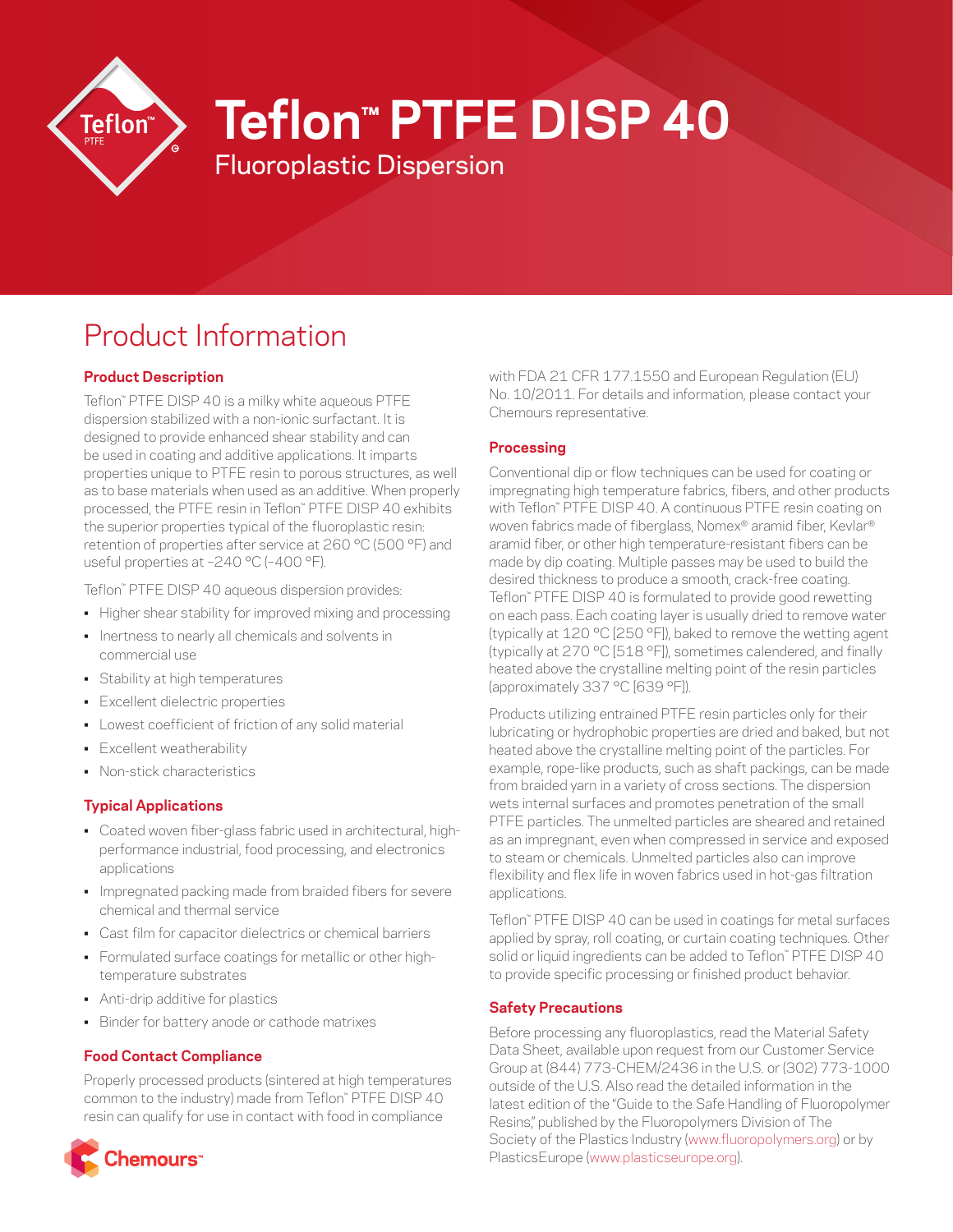# Teflon™ PTFE DISP 40

Fluoroplastic Dispersion

## Product Information

### Product Description

Teflon™ PTFE DISP 40 is a milky white aqueous PTFE dispersion stabilized with a non-ionic surfactant. It is designed to provide enhanced shear stability and can be used in coating and additive applications. It imparts properties unique to PTFE resin to porous structures, as well as to base materials when used as an additive. When properly processed, the PTFE resin in Teflon™ PTFE DISP 40 exhibits the superior properties typical of the fluoroplastic resin: retention of properties after service at 260 °C (500 °F) and useful properties at −240 °C (−400 °F).

Teflon™ PTFE DISP 40 aqueous dispersion provides:

- Higher shear stability for improved mixing and processing
- Inertness to nearly all chemicals and solvents in commercial use
- Stability at high temperatures
- Excellent dielectric properties
- Lowest coefficient of friction of any solid material
- Excellent weatherability
- Non-stick characteristics

### Typical Applications

- Coated woven fiber-glass fabric used in architectural, high-performance industrial, food processing, and electronics applications
- Impregnated packing made from braided fibers for severe chemical and thermal service
- Cast film for capacitor dielectrics or chemical barriers
- Formulated surface coatings for metallic or other high-temperature substrates
- Anti-drip additive for plastics
- Binder for battery anode or cathode matrixes

### Food Contact Compliance

Properly processed products (sintered at high temperatures common to the industry) made from Teflon™ PTFE DISP 40 resin can qualify for use in contact with food in compliance with FDA 21 CFR 177.1550 and European Regulation (EU) No. 10/2011. For details and information, please contact your Chemours representative.

### Processing

Conventional dip or flow techniques can be used for coating or impregnating high temperature fabrics, fibers, and other products with Teflon™ PTFE DISP 40. A continuous PTFE resin coating on woven fabrics made of fiberglass, Nomex® aramid fiber, Kevlar® aramid fiber, or other high temperature-resistant fibers can be made by dip coating. Multiple passes may be used to build the desired thickness to produce a smooth, crack-free coating. Teflon™ PTFE DISP 40 is formulated to provide good rewetting on each pass. Each coating layer is usually dried to remove water (typically at 120 °C [250 °F]), baked to remove the wetting agent (typically at 270 °C [518 °F]), sometimes calendered, and finally heated above the crystalline melting point of the resin particles (approximately 337 °C [639 °F]).

Products utilizing entrained PTFE resin particles only for their lubricating or hydrophobic properties are dried and baked, but not heated above the crystalline melting point of the particles. For example, rope-like products, such as shaft packings, can be made from braided yarn in a variety of cross sections. The dispersion wets internal surfaces and promotes penetration of the small PTFE particles. The unmelted particles are sheared and retained as an impregnant, even when compressed in service and exposed to steam or chemicals. Unmelted particles also can improve flexibility and flex life in woven fabrics used in hot-gas filtration applications.

Teflon™ PTFE DISP 40 can be used in coatings for metal surfaces applied by spray, roll coating, or curtain coating techniques. Other solid or liquid ingredients can be added to Teflon™ PTFE DISP 40 to provide specific processing or finished product behavior.

### Safety Precautions

Before processing any fluoroplastics, read the Material Safety Data Sheet, available upon request from our Customer Service Group at (844) 773-CHEM/2436 in the U.S. or (302) 773-1000 outside of the U.S. Also read the detailed information in the latest edition of the "Guide to the Safe Handling of Fluoropolymer Resins," published by the Fluoropolymers Division of The Society of the Plastics Industry (www.fluoropolymers.org) or by PlasticsEurope (www.plasticseurope.org).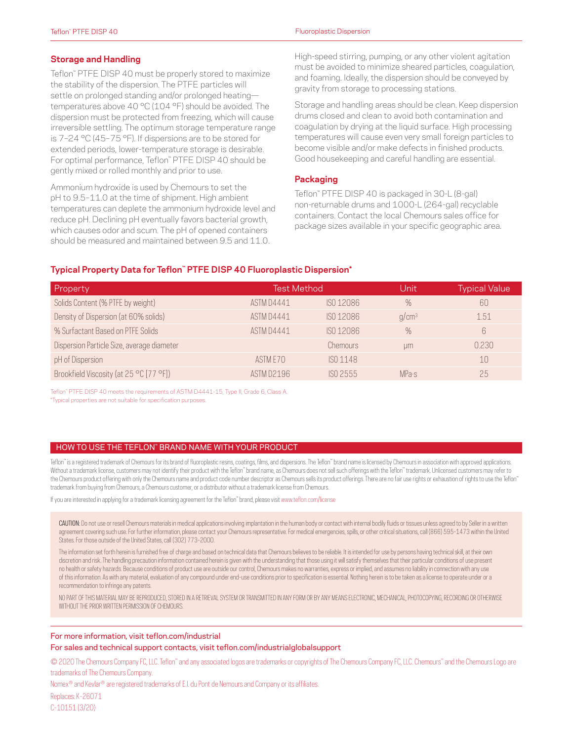## Storage and Handling

Teflon™ PTFE DISP 40 must be properly stored to maximize the stability of the dispersion. The PTFE particles will settle on prolonged standing and/or prolonged heating—temperatures above 40 °C (104 °F) should be avoided. The dispersion must be protected from freezing, which will cause irreversible settling. The optimum storage temperature range is 7–24 °C (45–75 °F). If dispersions are to be stored for extended periods, lower-temperature storage is desirable. For optimal performance, Teflon™ PTFE DISP 40 should be gently mixed or rolled monthly and prior to use.

Ammonium hydroxide is used by Chemours to set the pH to 9.5–11.0 at the time of shipment. High ambient temperatures can deplete the ammonium hydroxide level and reduce pH. Declining pH eventually favors bacterial growth, which causes odor and scum. The pH of opened containers should be measured and maintained between 9.5 and 11.0.

High-speed stirring, pumping, or any other violent agitation must be avoided to minimize sheared particles, coagulation, and foaming. Ideally, the dispersion should be conveyed by gravity from storage to processing stations.

Storage and handling areas should be clean. Keep dispersion drums closed and clean to avoid both contamination and coagulation by drying at the liquid surface. High processing temperatures will cause even very small foreign particles to become visible and/or make defects in finished products. Good housekeeping and careful handling are essential.

## Packaging

Teflon™ PTFE DISP 40 is packaged in 30-L (8-gal) non-returnable drums and 1000-L (264-gal) recyclable containers. Contact the local Chemours sales office for package sizes available in your specific geographic area.

## Typical Property Data for Teflon™ PTFE DISP 40 Fluoroplastic Dispersion*

| Property | Test Method | | Unit | Typical Value |
|---|---|---|---|---|
| Solids Content (% PTFE by weight) | ASTM D4441 | ISO 12086 | % | 60 |
| Density of Dispersion (at 60% solids) | ASTM D4441 | ISO 12086 | g/cm³ | 1.51 |
| % Surfactant Based on PTFE Solids | ASTM D4441 | ISO 12086 | % | 6 |
| Dispersion Particle Size, average diameter | | Chemours | µm | 0.230 |
| pH of Dispersion | ASTM E70 | ISO 1148 | | 10 |
| Brookfield Viscosity (at 25 °C [77 °F]) | ASTM D2196 | ISO 2555 | MPa·s | 25 |

Teflon™ PTFE DISP 40 meets the requirements of ASTM D4441-15, Type II, Grade 6, Class A.
*Typical properties are not suitable for specification purposes.

## HOW TO USE THE TEFLON™ BRAND NAME WITH YOUR PRODUCT

Teflon™ is a registered trademark of Chemours for its brand of fluoroplastic resins, coatings, films, and dispersions. The Teflon™ brand name is licensed by Chemours in association with approved applications. Without a trademark license, customers may not identify their product with the Teflon™ brand name, as Chemours does not sell such offerings with the Teflon™ trademark. Unlicensed customers may refer to the Chemours product offering with only the Chemours name and product code number descriptor as Chemours sells its product offerings. There are no fair use rights or exhaustion of rights to use the Teflon™ trademark from buying from Chemours, a Chemours customer, or a distributor without a trademark license from Chemours.

If you are interested in applying for a trademark licensing agreement for the Teflon™ brand, please visit www.teflon.com/license

CAUTION: Do not use or resell Chemours materials in medical applications involving implantation in the human body or contact with internal bodily fluids or tissues unless agreed to by Seller in a written agreement covering such use. For further information, please contact your Chemours representative. For medical emergencies, spills, or other critical situations, call (866) 595-1473 within the United States. For those outside of the United States, call (302) 773-2000.

The information set forth herein is furnished free of charge and based on technical data that Chemours believes to be reliable. It is intended for use by persons having technical skill, at their own discretion and risk. The handling precaution information contained herein is given with the understanding that those using it will satisfy themselves that their particular conditions of use present no health or safety hazards. Because conditions of product use are outside our control, Chemours makes no warranties, express or implied, and assumes no liability in connection with any use of this information. As with any material, evaluation of any compound under end-use conditions prior to specification is essential. Nothing herein is to be taken as a license to operate under or a recommendation to infringe any patents.

NO PART OF THIS MATERIAL MAY BE REPRODUCED, STORED IN A RETRIEVAL SYSTEM OR TRANSMITTED IN ANY FORM OR BY ANY MEANS ELECTRONIC, MECHANICAL, PHOTOCOPYING, RECORDING OR OTHERWISE WITHOUT THE PRIOR WRITTEN PERMISSION OF CHEMOURS.

For more information, visit teflon.com/industrial
For sales and technical support contacts, visit teflon.com/industrialglobalsupport

© 2020 The Chemours Company FC, LLC. Teflon™ and any associated logos are trademarks or copyrights of The Chemours Company FC, LLC. Chemours™ and the Chemours Logo are trademarks of The Chemours Company.

Nomex® and Kevlar® are registered trademarks of E.I. du Pont de Nemours and Company or its affiliates.

Replaces: K-26071
C-10151 (3/20)